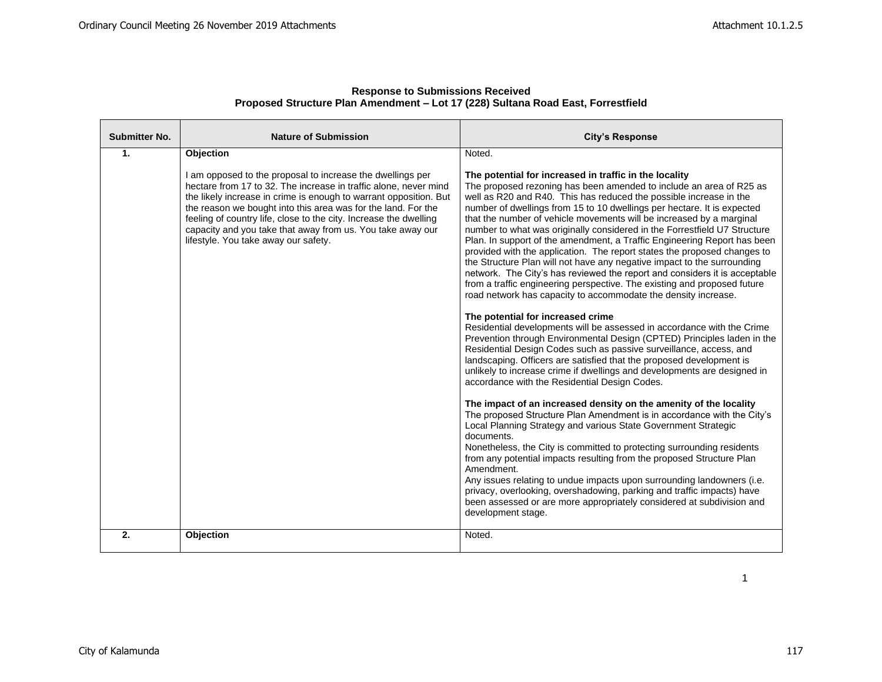**Response to Submissions Received**
**Proposed Structure Plan Amendment – Lot 17 (228) Sultana Road East, Forrestfield**

| Submitter No. | Nature of Submission | City's Response |
|---|---|---|
| **1.** | **Objection**<br><br>I am opposed to the proposal to increase the dwellings per hectare from 17 to 32. The increase in traffic alone, never mind the likely increase in crime is enough to warrant opposition. But the reason we bought into this area was for the land. For the feeling of country life, close to the city. Increase the dwelling capacity and you take that away from us. You take away our lifestyle. You take away our safety. | Noted.<br><br>**The potential for increased in traffic in the locality**<br>The proposed rezoning has been amended to include an area of R25 as well as R20 and R40. This has reduced the possible increase in the number of dwellings from 15 to 10 dwellings per hectare. It is expected that the number of vehicle movements will be increased by a marginal number to what was originally considered in the Forrestfield U7 Structure Plan. In support of the amendment, a Traffic Engineering Report has been provided with the application. The report states the proposed changes to the Structure Plan will not have any negative impact to the surrounding network. The City's has reviewed the report and considers it is acceptable from a traffic engineering perspective. The existing and proposed future road network has capacity to accommodate the density increase.<br><br>**The potential for increased crime**<br>Residential developments will be assessed in accordance with the Crime Prevention through Environmental Design (CPTED) Principles laden in the Residential Design Codes such as passive surveillance, access, and landscaping. Officers are satisfied that the proposed development is unlikely to increase crime if dwellings and developments are designed in accordance with the Residential Design Codes.<br><br>**The impact of an increased density on the amenity of the locality**<br>The proposed Structure Plan Amendment is in accordance with the City's Local Planning Strategy and various State Government Strategic documents.<br>Nonetheless, the City is committed to protecting surrounding residents from any potential impacts resulting from the proposed Structure Plan Amendment.<br>Any issues relating to undue impacts upon surrounding landowners (i.e. privacy, overlooking, overshadowing, parking and traffic impacts) have been assessed or are more appropriately considered at subdivision and development stage. |
| **2.** | **Objection** | Noted. |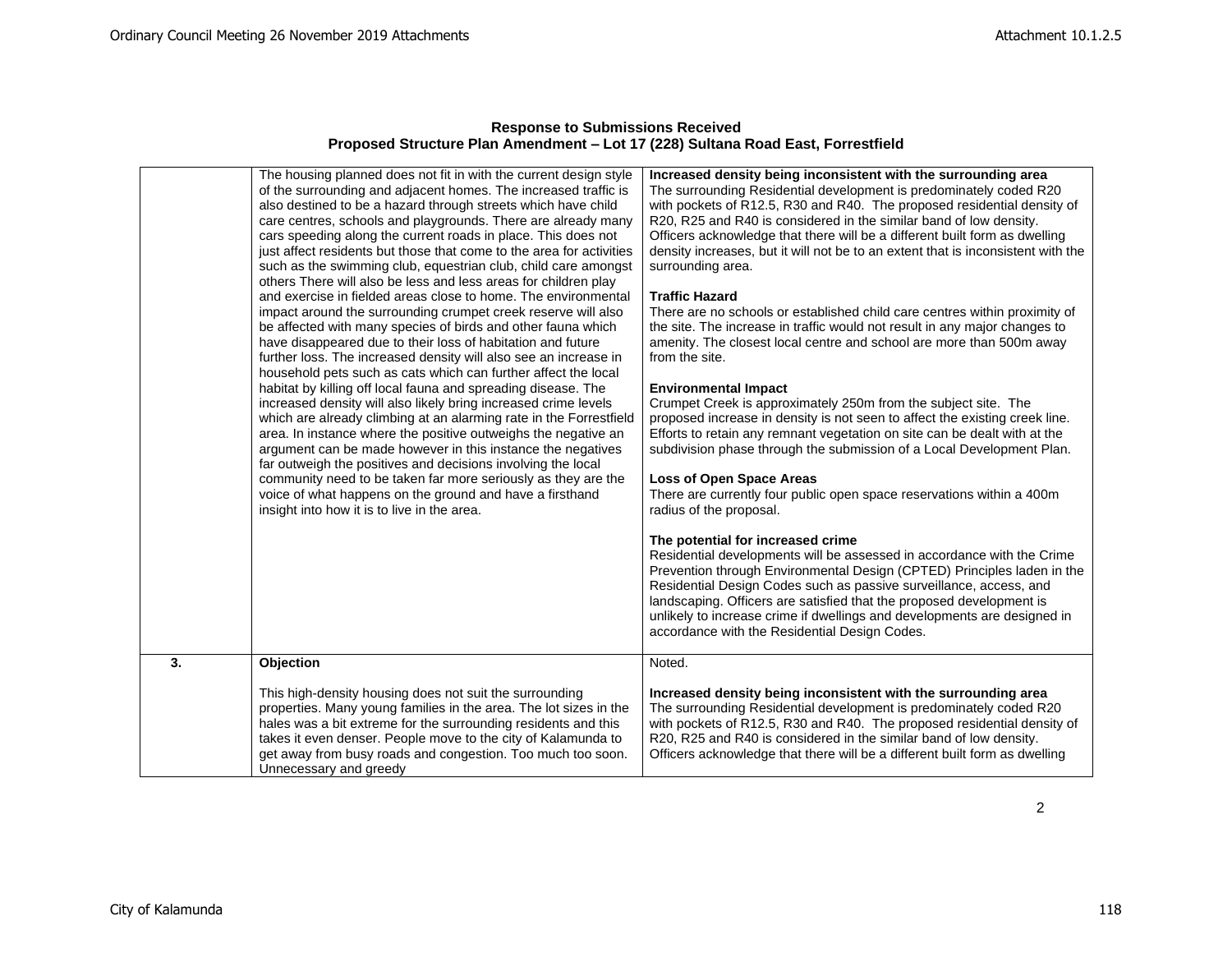**Response to Submissions Received**
**Proposed Structure Plan Amendment – Lot 17 (228) Sultana Road East, Forrestfield**

| | | |
|---|---|---|
| | The housing planned does not fit in with the current design style of the surrounding and adjacent homes. The increased traffic is also destined to be a hazard through streets which have child care centres, schools and playgrounds. There are already many cars speeding along the current roads in place. This does not just affect residents but those that come to the area for activities such as the swimming club, equestrian club, child care amongst others There will also be less and less areas for children play and exercise in fielded areas close to home. The environmental impact around the surrounding crumpet creek reserve will also be affected with many species of birds and other fauna which have disappeared due to their loss of habitation and future further loss. The increased density will also see an increase in household pets such as cats which can further affect the local habitat by killing off local fauna and spreading disease. The increased density will also likely bring increased crime levels which are already climbing at an alarming rate in the Forrestfield area. In instance where the positive outweighs the negative an argument can be made however in this instance the negatives far outweigh the positives and decisions involving the local community need to be taken far more seriously as they are the voice of what happens on the ground and have a firsthand insight into how it is to live in the area. | **Increased density being inconsistent with the surrounding area**<br>The surrounding Residential development is predominately coded R20 with pockets of R12.5, R30 and R40. The proposed residential density of R20, R25 and R40 is considered in the similar band of low density. Officers acknowledge that there will be a different built form as dwelling density increases, but it will not be to an extent that is inconsistent with the surrounding area.<br><br>**Traffic Hazard**<br>There are no schools or established child care centres within proximity of the site. The increase in traffic would not result in any major changes to amenity. The closest local centre and school are more than 500m away from the site.<br><br>**Environmental Impact**<br>Crumpet Creek is approximately 250m from the subject site. The proposed increase in density is not seen to affect the existing creek line. Efforts to retain any remnant vegetation on site can be dealt with at the subdivision phase through the submission of a Local Development Plan.<br><br>**Loss of Open Space Areas**<br>There are currently four public open space reservations within a 400m radius of the proposal.<br><br>**The potential for increased crime**<br>Residential developments will be assessed in accordance with the Crime Prevention through Environmental Design (CPTED) Principles laden in the Residential Design Codes such as passive surveillance, access, and landscaping. Officers are satisfied that the proposed development is unlikely to increase crime if dwellings and developments are designed in accordance with the Residential Design Codes. |
| **3.** | **Objection**<br><br>This high-density housing does not suit the surrounding properties. Many young families in the area. The lot sizes in the hales was a bit extreme for the surrounding residents and this takes it even denser. People move to the city of Kalamunda to get away from busy roads and congestion. Too much too soon. Unnecessary and greedy | Noted.<br><br>**Increased density being inconsistent with the surrounding area**<br>The surrounding Residential development is predominately coded R20 with pockets of R12.5, R30 and R40. The proposed residential density of R20, R25 and R40 is considered in the similar band of low density. Officers acknowledge that there will be a different built form as dwelling |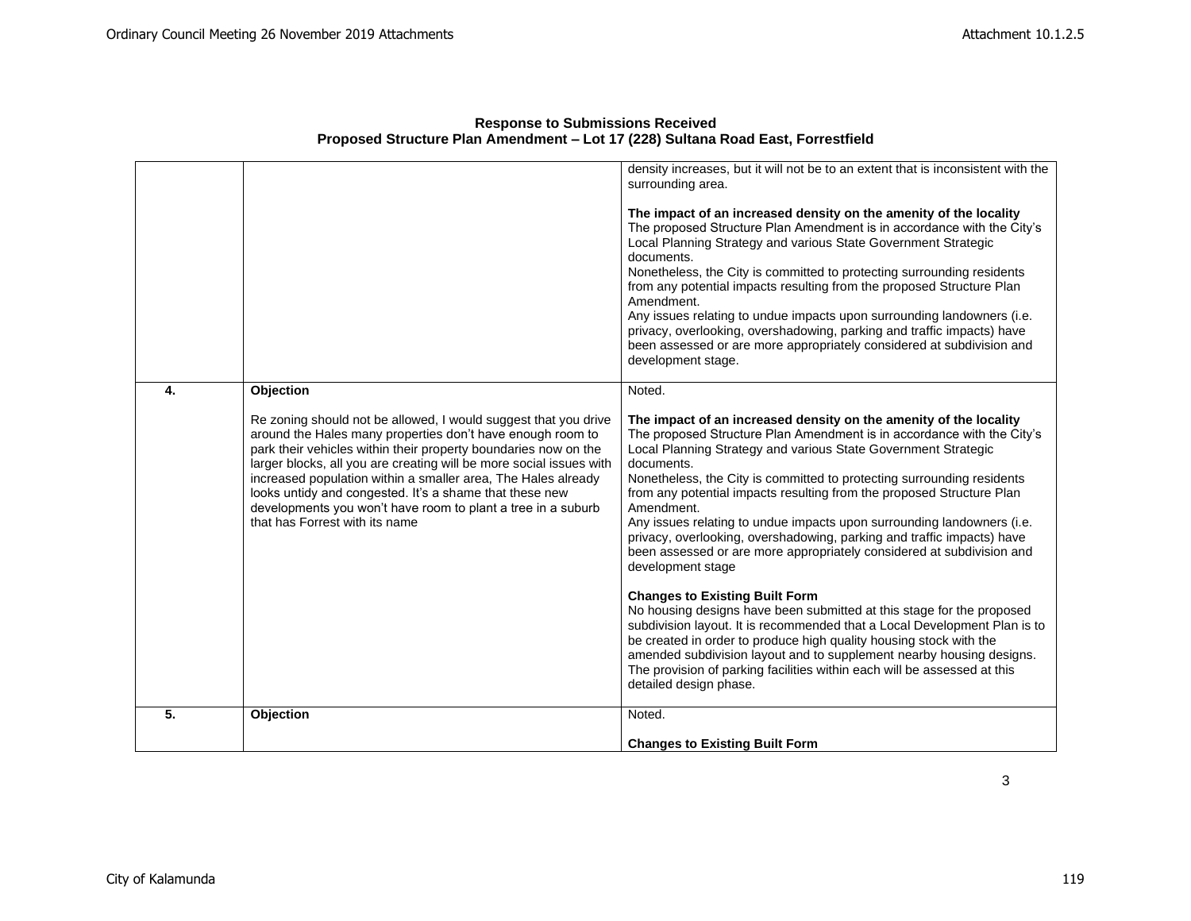**Response to Submissions Received**
**Proposed Structure Plan Amendment – Lot 17 (228) Sultana Road East, Forrestfield**

| | | |
|---|---|---|
| | | density increases, but it will not be to an extent that is inconsistent with the surrounding area.<br><br>**The impact of an increased density on the amenity of the locality**<br>The proposed Structure Plan Amendment is in accordance with the City's Local Planning Strategy and various State Government Strategic documents.<br>Nonetheless, the City is committed to protecting surrounding residents from any potential impacts resulting from the proposed Structure Plan Amendment.<br>Any issues relating to undue impacts upon surrounding landowners (i.e. privacy, overlooking, overshadowing, parking and traffic impacts) have been assessed or are more appropriately considered at subdivision and development stage. |
| **4.** | **Objection**<br><br>Re zoning should not be allowed, I would suggest that you drive around the Hales many properties don't have enough room to park their vehicles within their property boundaries now on the larger blocks, all you are creating will be more social issues with increased population within a smaller area, The Hales already looks untidy and congested. It's a shame that these new developments you won't have room to plant a tree in a suburb that has Forrest with its name | Noted.<br><br>**The impact of an increased density on the amenity of the locality**<br>The proposed Structure Plan Amendment is in accordance with the City's Local Planning Strategy and various State Government Strategic documents.<br>Nonetheless, the City is committed to protecting surrounding residents from any potential impacts resulting from the proposed Structure Plan Amendment.<br>Any issues relating to undue impacts upon surrounding landowners (i.e. privacy, overlooking, overshadowing, parking and traffic impacts) have been assessed or are more appropriately considered at subdivision and development stage<br><br>**Changes to Existing Built Form**<br>No housing designs have been submitted at this stage for the proposed subdivision layout. It is recommended that a Local Development Plan is to be created in order to produce high quality housing stock with the amended subdivision layout and to supplement nearby housing designs. The provision of parking facilities within each will be assessed at this detailed design phase. |
| **5.** | **Objection** | Noted.<br><br>**Changes to Existing Built Form** |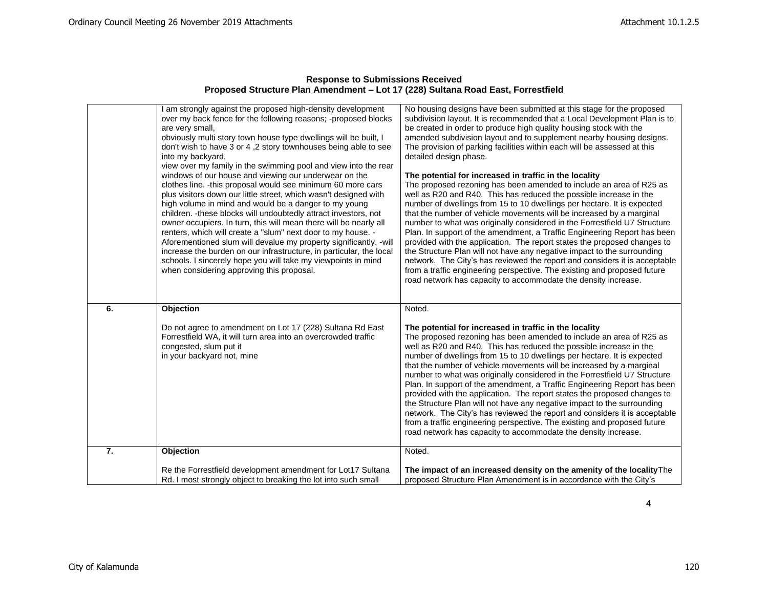**Response to Submissions Received**
**Proposed Structure Plan Amendment – Lot 17 (228) Sultana Road East, Forrestfield**

| | | |
|---|---|---|
| | I am strongly against the proposed high-density development over my back fence for the following reasons; -proposed blocks are very small,<br>obviously multi story town house type dwellings will be built, I don't wish to have 3 or 4 ,2 story townhouses being able to see into my backyard,<br>view over my family in the swimming pool and view into the rear windows of our house and viewing our underwear on the clothes line. -this proposal would see minimum 60 more cars plus visitors down our little street, which wasn't designed with high volume in mind and would be a danger to my young children. -these blocks will undoubtedly attract investors, not owner occupiers. In turn, this will mean there will be nearly all renters, which will create a "slum" next door to my house. - Aforementioned slum will devalue my property significantly. -will increase the burden on our infrastructure, in particular, the local schools. I sincerely hope you will take my viewpoints in mind when considering approving this proposal. | No housing designs have been submitted at this stage for the proposed subdivision layout. It is recommended that a Local Development Plan is to be created in order to produce high quality housing stock with the amended subdivision layout and to supplement nearby housing designs. The provision of parking facilities within each will be assessed at this detailed design phase.<br><br>**The potential for increased in traffic in the locality**<br>The proposed rezoning has been amended to include an area of R25 as well as R20 and R40. This has reduced the possible increase in the number of dwellings from 15 to 10 dwellings per hectare. It is expected that the number of vehicle movements will be increased by a marginal number to what was originally considered in the Forrestfield U7 Structure Plan. In support of the amendment, a Traffic Engineering Report has been provided with the application. The report states the proposed changes to the Structure Plan will not have any negative impact to the surrounding network. The City's has reviewed the report and considers it is acceptable from a traffic engineering perspective. The existing and proposed future road network has capacity to accommodate the density increase. |
| **6.** | **Objection**<br><br>Do not agree to amendment on Lot 17 (228) Sultana Rd East Forrestfield WA, it will turn area into an overcrowded traffic congested, slum put it<br>in your backyard not, mine | Noted.<br><br>**The potential for increased in traffic in the locality**<br>The proposed rezoning has been amended to include an area of R25 as well as R20 and R40. This has reduced the possible increase in the number of dwellings from 15 to 10 dwellings per hectare. It is expected that the number of vehicle movements will be increased by a marginal number to what was originally considered in the Forrestfield U7 Structure Plan. In support of the amendment, a Traffic Engineering Report has been provided with the application. The report states the proposed changes to the Structure Plan will not have any negative impact to the surrounding network. The City's has reviewed the report and considers it is acceptable from a traffic engineering perspective. The existing and proposed future road network has capacity to accommodate the density increase. |
| **7.** | **Objection**<br><br>Re the Forrestfield development amendment for Lot17 Sultana Rd. I most strongly object to breaking the lot into such small | Noted.<br><br>**The impact of an increased density on the amenity of the locality** The proposed Structure Plan Amendment is in accordance with the City's |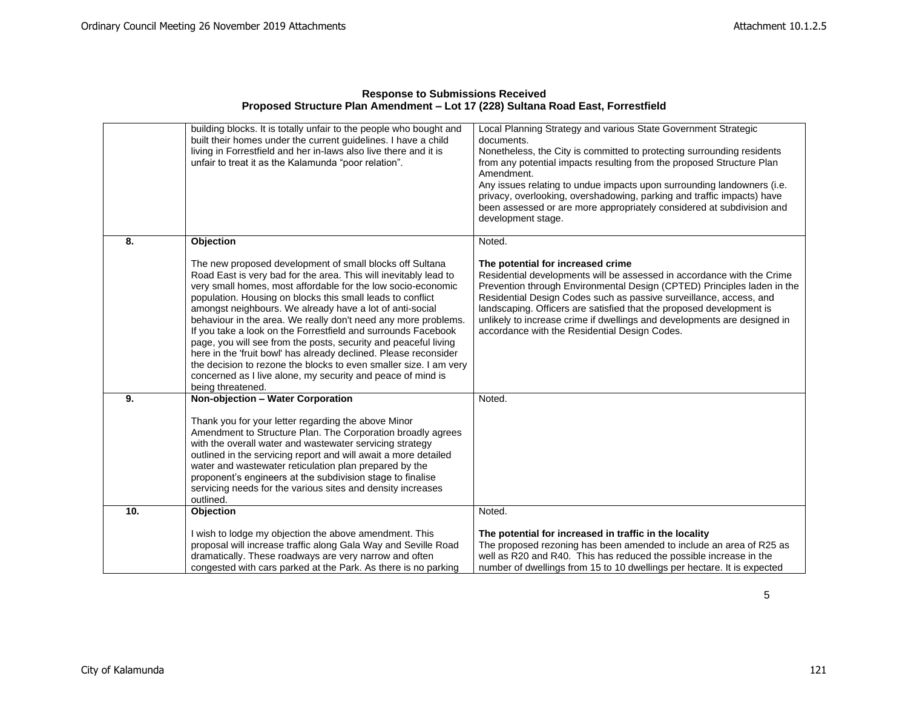**Response to Submissions Received**
**Proposed Structure Plan Amendment – Lot 17 (228) Sultana Road East, Forrestfield**

| | | |
|---|---|---|
| | building blocks. It is totally unfair to the people who bought and built their homes under the current guidelines. I have a child living in Forrestfield and her in-laws also live there and it is unfair to treat it as the Kalamunda "poor relation". | Local Planning Strategy and various State Government Strategic documents.<br>Nonetheless, the City is committed to protecting surrounding residents from any potential impacts resulting from the proposed Structure Plan Amendment.<br>Any issues relating to undue impacts upon surrounding landowners (i.e. privacy, overlooking, overshadowing, parking and traffic impacts) have been assessed or are more appropriately considered at subdivision and development stage. |
| **8.** | **Objection**<br><br>The new proposed development of small blocks off Sultana Road East is very bad for the area. This will inevitably lead to very small homes, most affordable for the low socio-economic population. Housing on blocks this small leads to conflict amongst neighbours. We already have a lot of anti-social behaviour in the area. We really don't need any more problems. If you take a look on the Forrestfield and surrounds Facebook page, you will see from the posts, security and peaceful living here in the 'fruit bowl' has already declined. Please reconsider the decision to rezone the blocks to even smaller size. I am very concerned as I live alone, my security and peace of mind is being threatened. | Noted.<br><br>**The potential for increased crime**<br>Residential developments will be assessed in accordance with the Crime Prevention through Environmental Design (CPTED) Principles laden in the Residential Design Codes such as passive surveillance, access, and landscaping. Officers are satisfied that the proposed development is unlikely to increase crime if dwellings and developments are designed in accordance with the Residential Design Codes. |
| **9.** | **Non-objection – Water Corporation**<br><br>Thank you for your letter regarding the above Minor Amendment to Structure Plan. The Corporation broadly agrees with the overall water and wastewater servicing strategy outlined in the servicing report and will await a more detailed water and wastewater reticulation plan prepared by the proponent's engineers at the subdivision stage to finalise servicing needs for the various sites and density increases outlined. | Noted. |
| **10.** | **Objection**<br><br>I wish to lodge my objection the above amendment. This proposal will increase traffic along Gala Way and Seville Road dramatically. These roadways are very narrow and often congested with cars parked at the Park. As there is no parking | Noted.<br><br>**The potential for increased in traffic in the locality**<br>The proposed rezoning has been amended to include an area of R25 as well as R20 and R40. This has reduced the possible increase in the number of dwellings from 15 to 10 dwellings per hectare. It is expected |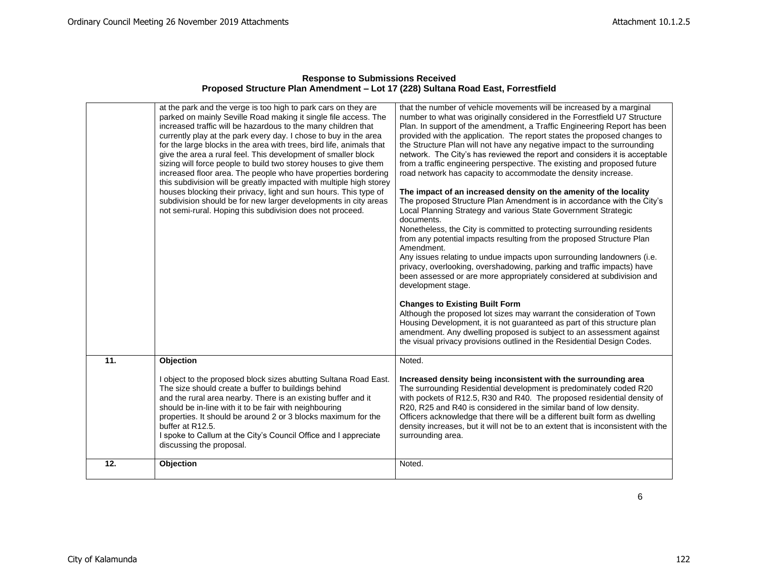**Response to Submissions Received**
**Proposed Structure Plan Amendment – Lot 17 (228) Sultana Road East, Forrestfield**

| | | |
|---|---|---|
| | at the park and the verge is too high to park cars on they are parked on mainly Seville Road making it single file access. The increased traffic will be hazardous to the many children that currently play at the park every day. I chose to buy in the area for the large blocks in the area with trees, bird life, animals that give the area a rural feel. This development of smaller block sizing will force people to build two storey houses to give them increased floor area. The people who have properties bordering this subdivision will be greatly impacted with multiple high storey houses blocking their privacy, light and sun hours. This type of subdivision should be for new larger developments in city areas not semi-rural. Hoping this subdivision does not proceed. | that the number of vehicle movements will be increased by a marginal number to what was originally considered in the Forrestfield U7 Structure Plan. In support of the amendment, a Traffic Engineering Report has been provided with the application. The report states the proposed changes to the Structure Plan will not have any negative impact to the surrounding network. The City's has reviewed the report and considers it is acceptable from a traffic engineering perspective. The existing and proposed future road network has capacity to accommodate the density increase.<br><br>**The impact of an increased density on the amenity of the locality**<br>The proposed Structure Plan Amendment is in accordance with the City's Local Planning Strategy and various State Government Strategic documents.<br>Nonetheless, the City is committed to protecting surrounding residents from any potential impacts resulting from the proposed Structure Plan Amendment.<br>Any issues relating to undue impacts upon surrounding landowners (i.e. privacy, overlooking, overshadowing, parking and traffic impacts) have been assessed or are more appropriately considered at subdivision and development stage.<br><br>**Changes to Existing Built Form**<br>Although the proposed lot sizes may warrant the consideration of Town Housing Development, it is not guaranteed as part of this structure plan amendment. Any dwelling proposed is subject to an assessment against the visual privacy provisions outlined in the Residential Design Codes. |
| **11.** | **Objection**<br><br>I object to the proposed block sizes abutting Sultana Road East. The size should create a buffer to buildings behind and the rural area nearby. There is an existing buffer and it should be in-line with it to be fair with neighbouring properties. It should be around 2 or 3 blocks maximum for the buffer at R12.5.<br>I spoke to Callum at the City's Council Office and I appreciate discussing the proposal. | Noted.<br><br>**Increased density being inconsistent with the surrounding area**<br>The surrounding Residential development is predominately coded R20 with pockets of R12.5, R30 and R40. The proposed residential density of R20, R25 and R40 is considered in the similar band of low density. Officers acknowledge that there will be a different built form as dwelling density increases, but it will not be to an extent that is inconsistent with the surrounding area. |
| **12.** | **Objection** | Noted. |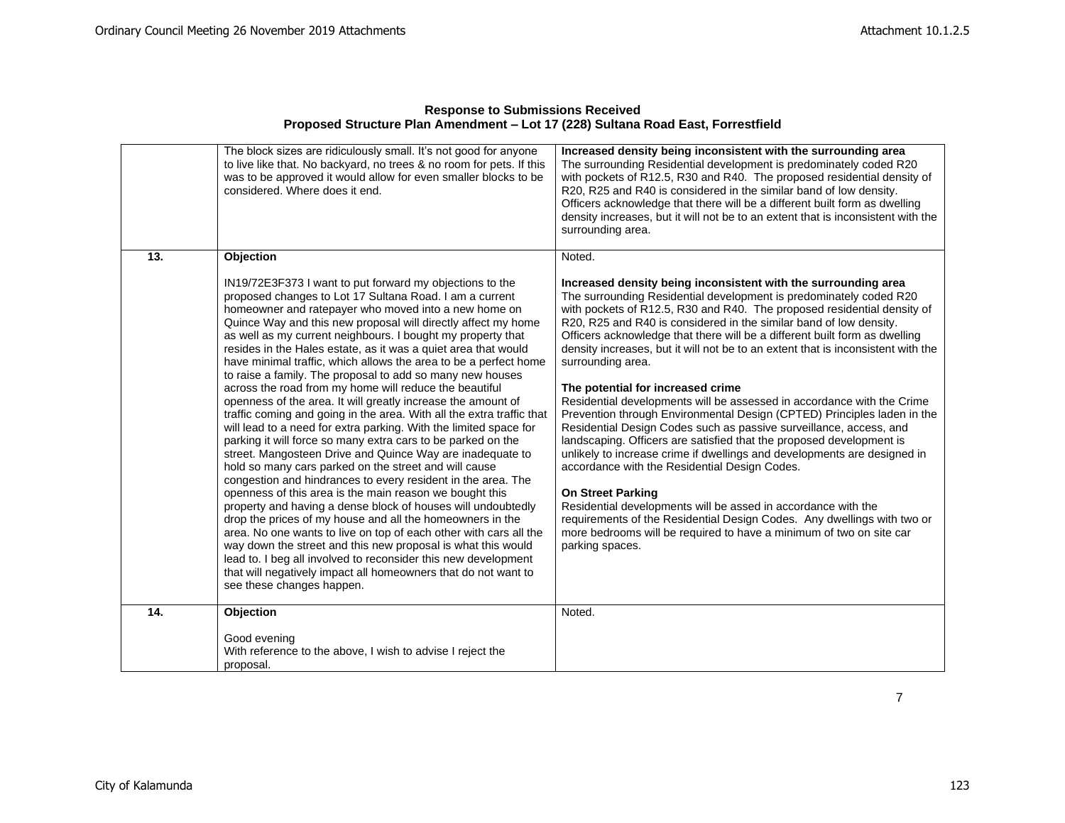**Response to Submissions Received**
**Proposed Structure Plan Amendment – Lot 17 (228) Sultana Road East, Forrestfield**

| | | |
|---|---|---|
| | The block sizes are ridiculously small. It's not good for anyone to live like that. No backyard, no trees & no room for pets. If this was to be approved it would allow for even smaller blocks to be considered. Where does it end. | **Increased density being inconsistent with the surrounding area**<br>The surrounding Residential development is predominately coded R20 with pockets of R12.5, R30 and R40. The proposed residential density of R20, R25 and R40 is considered in the similar band of low density. Officers acknowledge that there will be a different built form as dwelling density increases, but it will not be to an extent that is inconsistent with the surrounding area. |
| **13.** | **Objection**<br><br>IN19/72E3F373 I want to put forward my objections to the proposed changes to Lot 17 Sultana Road. I am a current homeowner and ratepayer who moved into a new home on Quince Way and this new proposal will directly affect my home as well as my current neighbours. I bought my property that resides in the Hales estate, as it was a quiet area that would have minimal traffic, which allows the area to be a perfect home to raise a family. The proposal to add so many new houses across the road from my home will reduce the beautiful openness of the area. It will greatly increase the amount of traffic coming and going in the area. With all the extra traffic that will lead to a need for extra parking. With the limited space for parking it will force so many extra cars to be parked on the street. Mangosteen Drive and Quince Way are inadequate to hold so many cars parked on the street and will cause congestion and hindrances to every resident in the area. The openness of this area is the main reason we bought this property and having a dense block of houses will undoubtedly drop the prices of my house and all the homeowners in the area. No one wants to live on top of each other with cars all the way down the street and this new proposal is what this would lead to. I beg all involved to reconsider this new development that will negatively impact all homeowners that do not want to see these changes happen. | Noted.<br><br>**Increased density being inconsistent with the surrounding area**<br>The surrounding Residential development is predominately coded R20 with pockets of R12.5, R30 and R40. The proposed residential density of R20, R25 and R40 is considered in the similar band of low density. Officers acknowledge that there will be a different built form as dwelling density increases, but it will not be to an extent that is inconsistent with the surrounding area.<br><br>**The potential for increased crime**<br>Residential developments will be assessed in accordance with the Crime Prevention through Environmental Design (CPTED) Principles laden in the Residential Design Codes such as passive surveillance, access, and landscaping. Officers are satisfied that the proposed development is unlikely to increase crime if dwellings and developments are designed in accordance with the Residential Design Codes.<br><br>**On Street Parking**<br>Residential developments will be assed in accordance with the requirements of the Residential Design Codes. Any dwellings with two or more bedrooms will be required to have a minimum of two on site car parking spaces. |
| **14.** | **Objection**<br><br>Good evening<br>With reference to the above, I wish to advise I reject the proposal. | Noted. |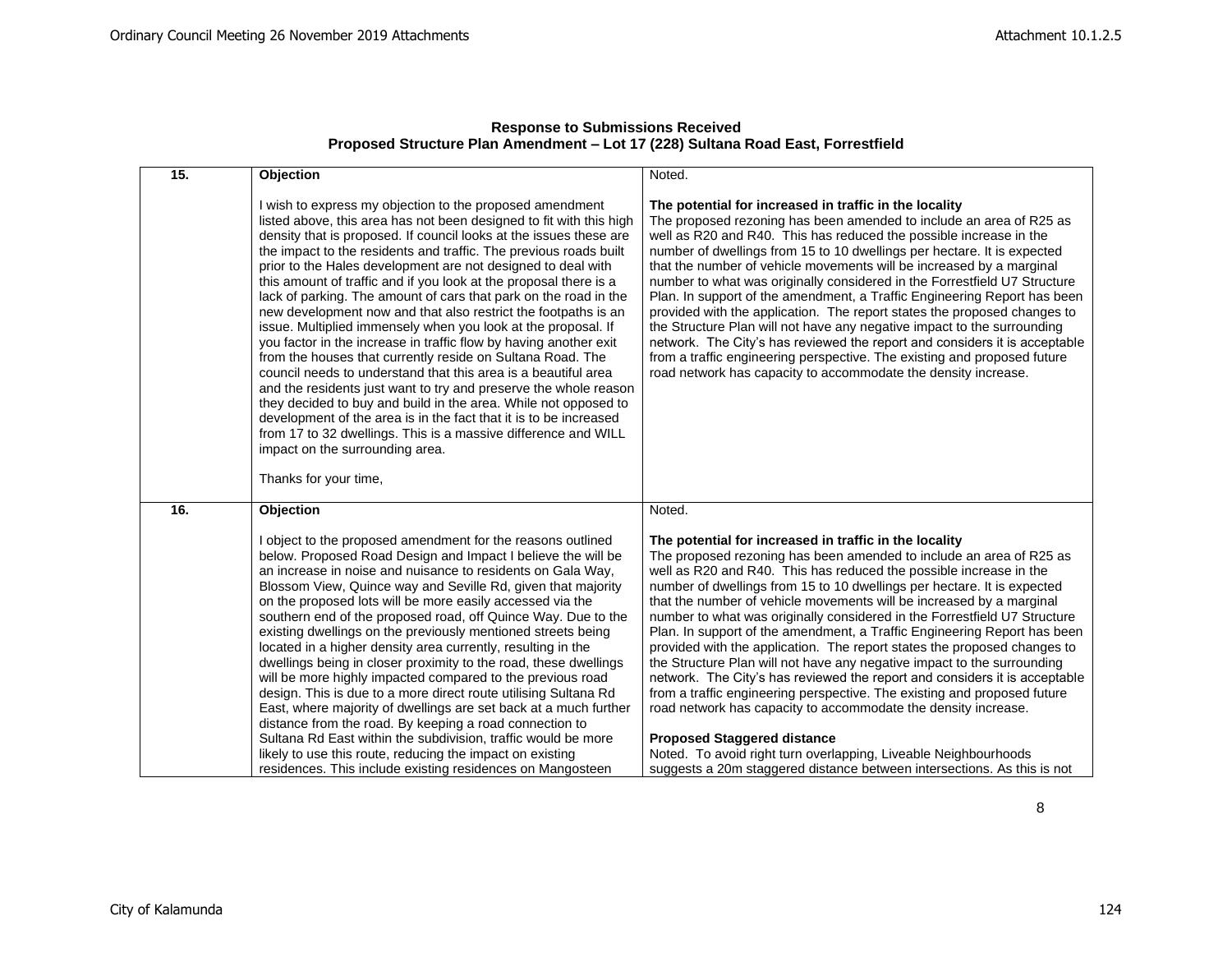**Response to Submissions Received**
**Proposed Structure Plan Amendment – Lot 17 (228) Sultana Road East, Forrestfield**

| | | |
|---|---|---|
| **15.** | **Objection**<br><br>I wish to express my objection to the proposed amendment listed above, this area has not been designed to fit with this high density that is proposed. If council looks at the issues these are the impact to the residents and traffic. The previous roads built prior to the Hales development are not designed to deal with this amount of traffic and if you look at the proposal there is a lack of parking. The amount of cars that park on the road in the new development now and that also restrict the footpaths is an issue. Multiplied immensely when you look at the proposal. If you factor in the increase in traffic flow by having another exit from the houses that currently reside on Sultana Road. The council needs to understand that this area is a beautiful area and the residents just want to try and preserve the whole reason they decided to buy and build in the area. While not opposed to development of the area is in the fact that it is to be increased from 17 to 32 dwellings. This is a massive difference and WILL impact on the surrounding area.<br><br>Thanks for your time, | Noted.<br><br>**The potential for increased in traffic in the locality**<br>The proposed rezoning has been amended to include an area of R25 as well as R20 and R40. This has reduced the possible increase in the number of dwellings from 15 to 10 dwellings per hectare. It is expected that the number of vehicle movements will be increased by a marginal number to what was originally considered in the Forrestfield U7 Structure Plan. In support of the amendment, a Traffic Engineering Report has been provided with the application. The report states the proposed changes to the Structure Plan will not have any negative impact to the surrounding network. The City's has reviewed the report and considers it is acceptable from a traffic engineering perspective. The existing and proposed future road network has capacity to accommodate the density increase. |
| **16.** | **Objection**<br><br>I object to the proposed amendment for the reasons outlined below. Proposed Road Design and Impact I believe the will be an increase in noise and nuisance to residents on Gala Way, Blossom View, Quince way and Seville Rd, given that majority on the proposed lots will be more easily accessed via the southern end of the proposed road, off Quince Way. Due to the existing dwellings on the previously mentioned streets being located in a higher density area currently, resulting in the dwellings being in closer proximity to the road, these dwellings will be more highly impacted compared to the previous road design. This is due to a more direct route utilising Sultana Rd East, where majority of dwellings are set back at a much further distance from the road. By keeping a road connection to Sultana Rd East within the subdivision, traffic would be more likely to use this route, reducing the impact on existing residences. This include existing residences on Mangosteen | Noted.<br><br>**The potential for increased in traffic in the locality**<br>The proposed rezoning has been amended to include an area of R25 as well as R20 and R40. This has reduced the possible increase in the number of dwellings from 15 to 10 dwellings per hectare. It is expected that the number of vehicle movements will be increased by a marginal number to what was originally considered in the Forrestfield U7 Structure Plan. In support of the amendment, a Traffic Engineering Report has been provided with the application. The report states the proposed changes to the Structure Plan will not have any negative impact to the surrounding network. The City's has reviewed the report and considers it is acceptable from a traffic engineering perspective. The existing and proposed future road network has capacity to accommodate the density increase.<br><br>**Proposed Staggered distance**<br>Noted. To avoid right turn overlapping, Liveable Neighbourhoods suggests a 20m staggered distance between intersections. As this is not |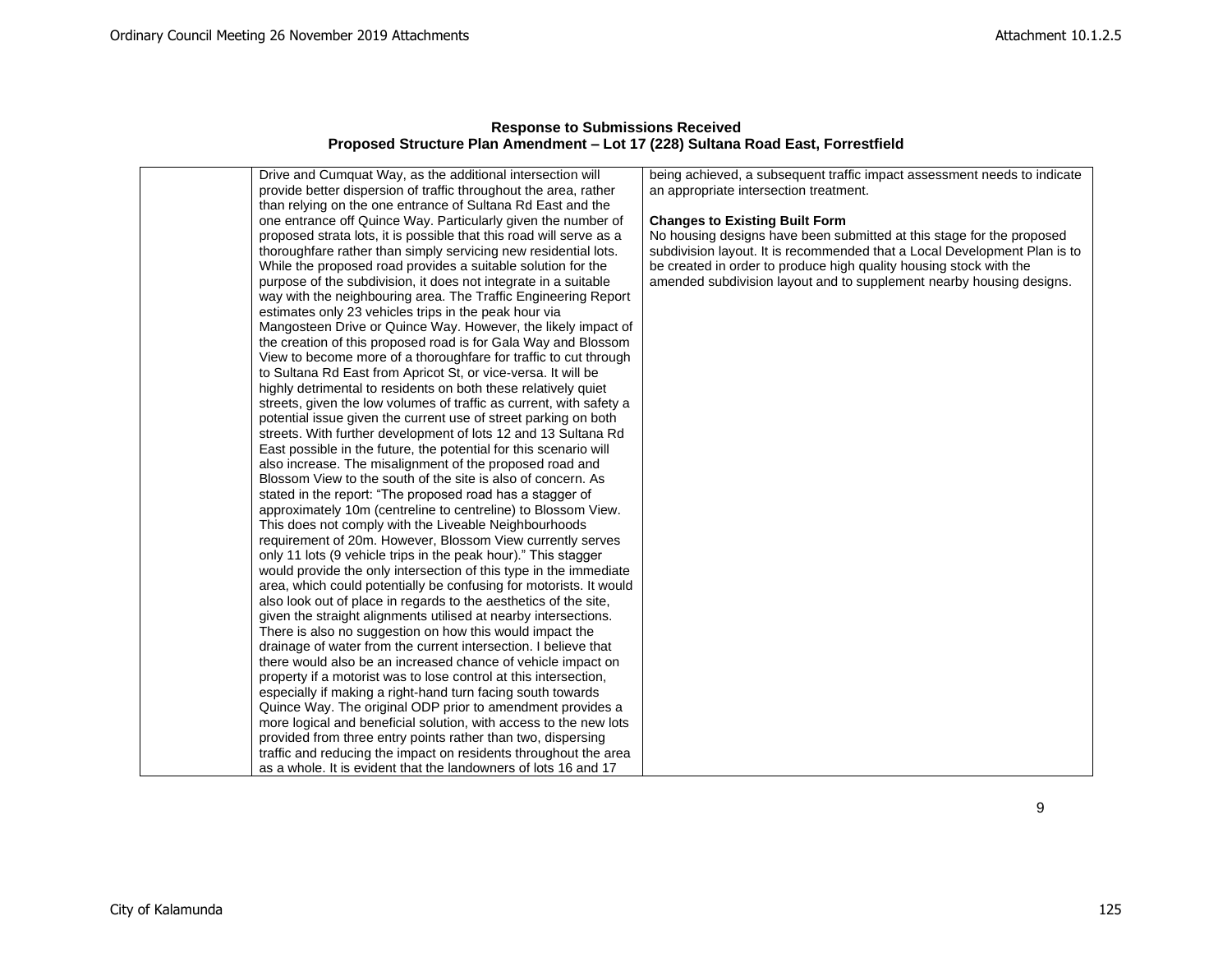**Response to Submissions Received**
**Proposed Structure Plan Amendment – Lot 17 (228) Sultana Road East, Forrestfield**

| | | |
|---|---|---|
| | Drive and Cumquat Way, as the additional intersection will provide better dispersion of traffic throughout the area, rather than relying on the one entrance of Sultana Rd East and the one entrance off Quince Way. Particularly given the number of proposed strata lots, it is possible that this road will serve as a thoroughfare rather than simply servicing new residential lots. While the proposed road provides a suitable solution for the purpose of the subdivision, it does not integrate in a suitable way with the neighbouring area. The Traffic Engineering Report estimates only 23 vehicles trips in the peak hour via Mangosteen Drive or Quince Way. However, the likely impact of the creation of this proposed road is for Gala Way and Blossom View to become more of a thoroughfare for traffic to cut through to Sultana Rd East from Apricot St, or vice-versa. It will be highly detrimental to residents on both these relatively quiet streets, given the low volumes of traffic as current, with safety a potential issue given the current use of street parking on both streets. With further development of lots 12 and 13 Sultana Rd East possible in the future, the potential for this scenario will also increase. The misalignment of the proposed road and Blossom View to the south of the site is also of concern. As stated in the report: "The proposed road has a stagger of approximately 10m (centreline to centreline) to Blossom View. This does not comply with the Liveable Neighbourhoods requirement of 20m. However, Blossom View currently serves only 11 lots (9 vehicle trips in the peak hour)." This stagger would provide the only intersection of this type in the immediate area, which could potentially be confusing for motorists. It would also look out of place in regards to the aesthetics of the site, given the straight alignments utilised at nearby intersections. There is also no suggestion on how this would impact the drainage of water from the current intersection. I believe that there would also be an increased chance of vehicle impact on property if a motorist was to lose control at this intersection, especially if making a right-hand turn facing south towards Quince Way. The original ODP prior to amendment provides a more logical and beneficial solution, with access to the new lots provided from three entry points rather than two, dispersing traffic and reducing the impact on residents throughout the area as a whole. It is evident that the landowners of lots 16 and 17 | being achieved, a subsequent traffic impact assessment needs to indicate an appropriate intersection treatment.<br><br>**Changes to Existing Built Form**<br>No housing designs have been submitted at this stage for the proposed subdivision layout. It is recommended that a Local Development Plan is to be created in order to produce high quality housing stock with the amended subdivision layout and to supplement nearby housing designs. |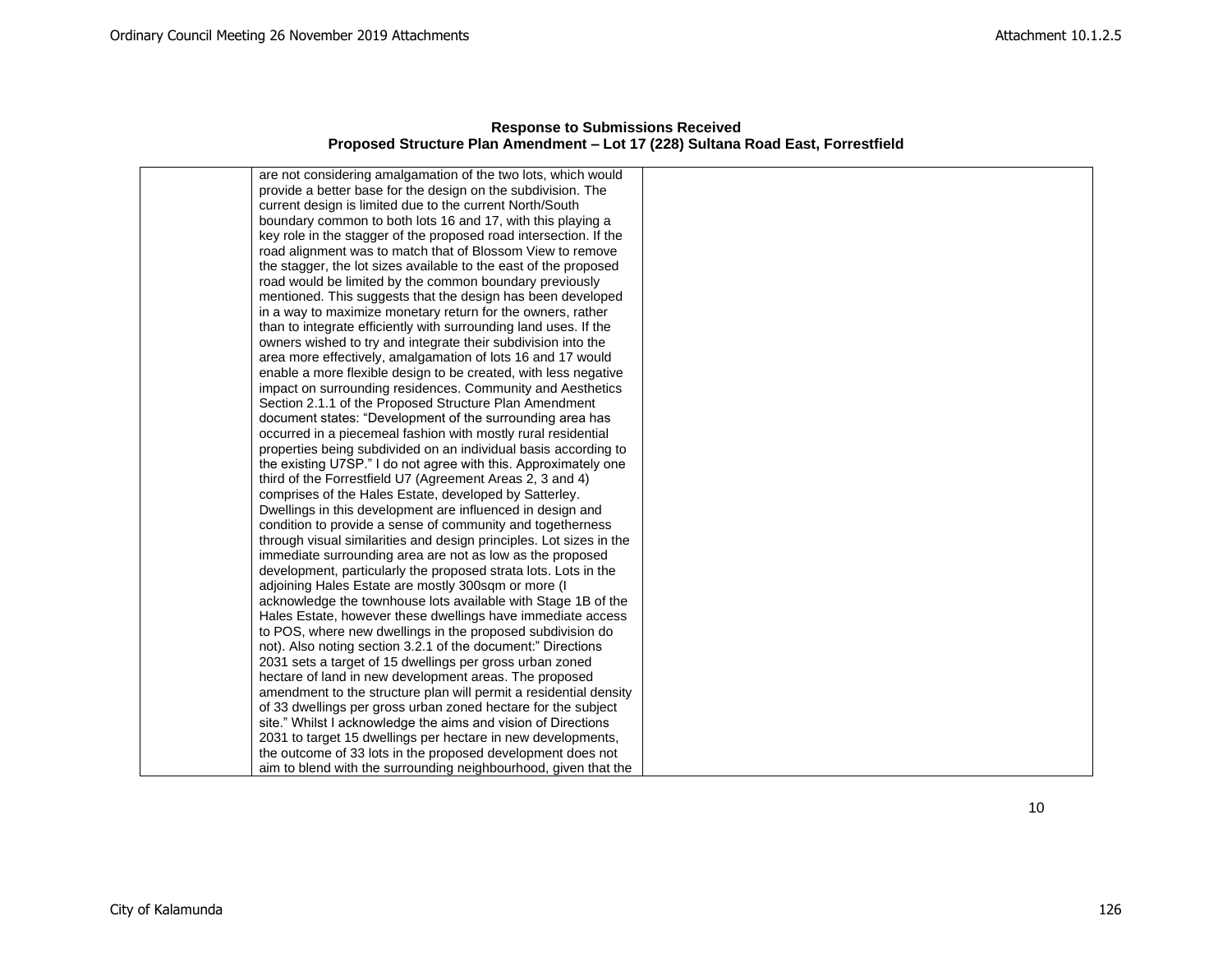**Response to Submissions Received**
**Proposed Structure Plan Amendment – Lot 17 (228) Sultana Road East, Forrestfield**

| | | |
|---|---|---|
| | are not considering amalgamation of the two lots, which would provide a better base for the design on the subdivision. The current design is limited due to the current North/South boundary common to both lots 16 and 17, with this playing a key role in the stagger of the proposed road intersection. If the road alignment was to match that of Blossom View to remove the stagger, the lot sizes available to the east of the proposed road would be limited by the common boundary previously mentioned. This suggests that the design has been developed in a way to maximize monetary return for the owners, rather than to integrate efficiently with surrounding land uses. If the owners wished to try and integrate their subdivision into the area more effectively, amalgamation of lots 16 and 17 would enable a more flexible design to be created, with less negative impact on surrounding residences. Community and Aesthetics Section 2.1.1 of the Proposed Structure Plan Amendment document states: "Development of the surrounding area has occurred in a piecemeal fashion with mostly rural residential properties being subdivided on an individual basis according to the existing U7SP." I do not agree with this. Approximately one third of the Forrestfield U7 (Agreement Areas 2, 3 and 4) comprises of the Hales Estate, developed by Satterley. Dwellings in this development are influenced in design and condition to provide a sense of community and togetherness through visual similarities and design principles. Lot sizes in the immediate surrounding area are not as low as the proposed development, particularly the proposed strata lots. Lots in the adjoining Hales Estate are mostly 300sqm or more (I acknowledge the townhouse lots available with Stage 1B of the Hales Estate, however these dwellings have immediate access to POS, where new dwellings in the proposed subdivision do not). Also noting section 3.2.1 of the document:" Directions 2031 sets a target of 15 dwellings per gross urban zoned hectare of land in new development areas. The proposed amendment to the structure plan will permit a residential density of 33 dwellings per gross urban zoned hectare for the subject site." Whilst I acknowledge the aims and vision of Directions 2031 to target 15 dwellings per hectare in new developments, the outcome of 33 lots in the proposed development does not aim to blend with the surrounding neighbourhood, given that the | |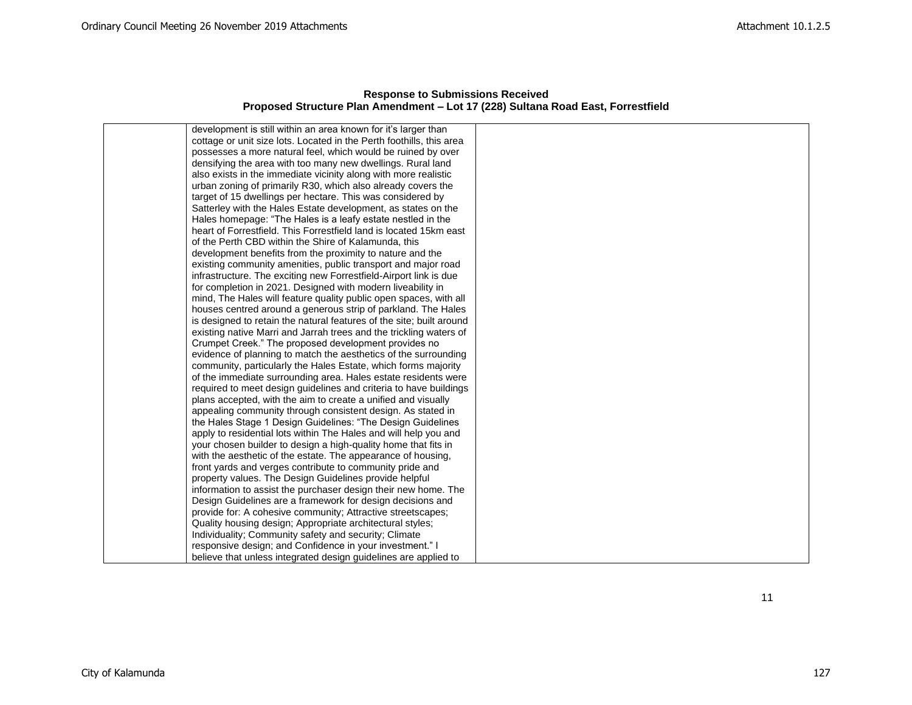**Response to Submissions Received**
**Proposed Structure Plan Amendment – Lot 17 (228) Sultana Road East, Forrestfield**

| | | |
|---|---|---|
| | development is still within an area known for it's larger than cottage or unit size lots. Located in the Perth foothills, this area possesses a more natural feel, which would be ruined by over densifying the area with too many new dwellings. Rural land also exists in the immediate vicinity along with more realistic urban zoning of primarily R30, which also already covers the target of 15 dwellings per hectare. This was considered by Satterley with the Hales Estate development, as states on the Hales homepage: "The Hales is a leafy estate nestled in the heart of Forrestfield. This Forrestfield land is located 15km east of the Perth CBD within the Shire of Kalamunda, this development benefits from the proximity to nature and the existing community amenities, public transport and major road infrastructure. The exciting new Forrestfield-Airport link is due for completion in 2021. Designed with modern liveability in mind, The Hales will feature quality public open spaces, with all houses centred around a generous strip of parkland. The Hales is designed to retain the natural features of the site; built around existing native Marri and Jarrah trees and the trickling waters of Crumpet Creek." The proposed development provides no evidence of planning to match the aesthetics of the surrounding community, particularly the Hales Estate, which forms majority of the immediate surrounding area. Hales estate residents were required to meet design guidelines and criteria to have buildings plans accepted, with the aim to create a unified and visually appealing community through consistent design. As stated in the Hales Stage 1 Design Guidelines: "The Design Guidelines apply to residential lots within The Hales and will help you and your chosen builder to design a high-quality home that fits in with the aesthetic of the estate. The appearance of housing, front yards and verges contribute to community pride and property values. The Design Guidelines provide helpful information to assist the purchaser design their new home. The Design Guidelines are a framework for design decisions and provide for: A cohesive community; Attractive streetscapes; Quality housing design; Appropriate architectural styles; Individuality; Community safety and security; Climate responsive design; and Confidence in your investment." I believe that unless integrated design guidelines are applied to | |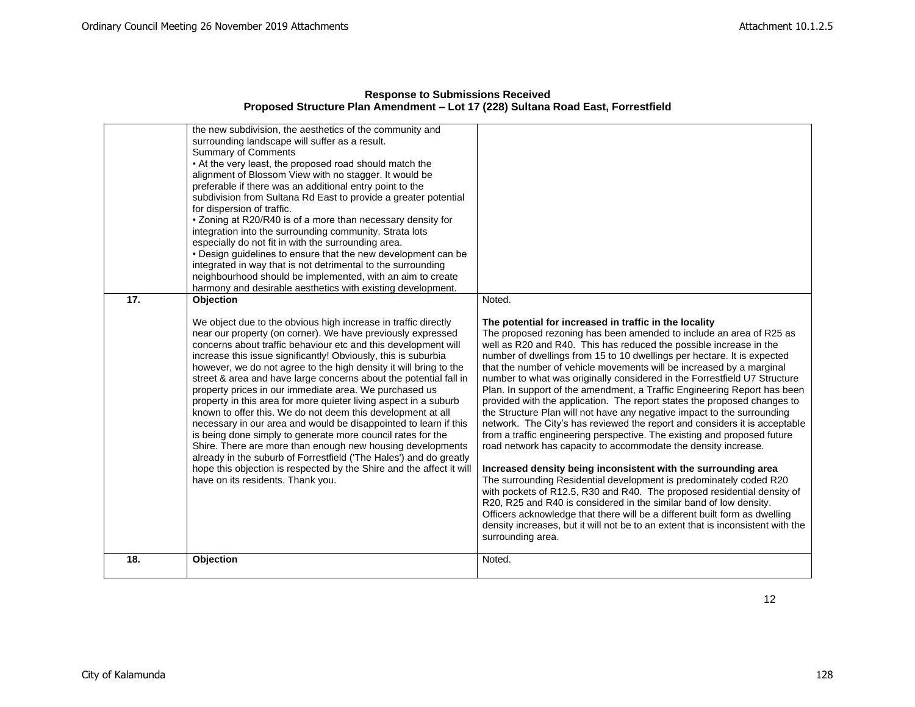**Response to Submissions Received**
**Proposed Structure Plan Amendment – Lot 17 (228) Sultana Road East, Forrestfield**

| | | |
|---|---|---|
| | the new subdivision, the aesthetics of the community and surrounding landscape will suffer as a result.<br>Summary of Comments<br>• At the very least, the proposed road should match the alignment of Blossom View with no stagger. It would be preferable if there was an additional entry point to the subdivision from Sultana Rd East to provide a greater potential for dispersion of traffic.<br>• Zoning at R20/R40 is of a more than necessary density for integration into the surrounding community. Strata lots especially do not fit in with the surrounding area.<br>• Design guidelines to ensure that the new development can be integrated in way that is not detrimental to the surrounding neighbourhood should be implemented, with an aim to create harmony and desirable aesthetics with existing development. | |
| **17.** | **Objection**<br><br>We object due to the obvious high increase in traffic directly near our property (on corner). We have previously expressed concerns about traffic behaviour etc and this development will increase this issue significantly! Obviously, this is suburbia however, we do not agree to the high density it will bring to the street & area and have large concerns about the potential fall in property prices in our immediate area. We purchased us property in this area for more quieter living aspect in a suburb known to offer this. We do not deem this development at all necessary in our area and would be disappointed to learn if this is being done simply to generate more council rates for the Shire. There are more than enough new housing developments already in the suburb of Forrestfield ('The Hales') and do greatly hope this objection is respected by the Shire and the affect it will have on its residents. Thank you. | Noted.<br><br>**The potential for increased in traffic in the locality**<br>The proposed rezoning has been amended to include an area of R25 as well as R20 and R40. This has reduced the possible increase in the number of dwellings from 15 to 10 dwellings per hectare. It is expected that the number of vehicle movements will be increased by a marginal number to what was originally considered in the Forrestfield U7 Structure Plan. In support of the amendment, a Traffic Engineering Report has been provided with the application. The report states the proposed changes to the Structure Plan will not have any negative impact to the surrounding network. The City's has reviewed the report and considers it is acceptable from a traffic engineering perspective. The existing and proposed future road network has capacity to accommodate the density increase.<br><br>**Increased density being inconsistent with the surrounding area**<br>The surrounding Residential development is predominately coded R20 with pockets of R12.5, R30 and R40. The proposed residential density of R20, R25 and R40 is considered in the similar band of low density. Officers acknowledge that there will be a different built form as dwelling density increases, but it will not be to an extent that is inconsistent with the surrounding area. |
| **18.** | **Objection** | Noted. |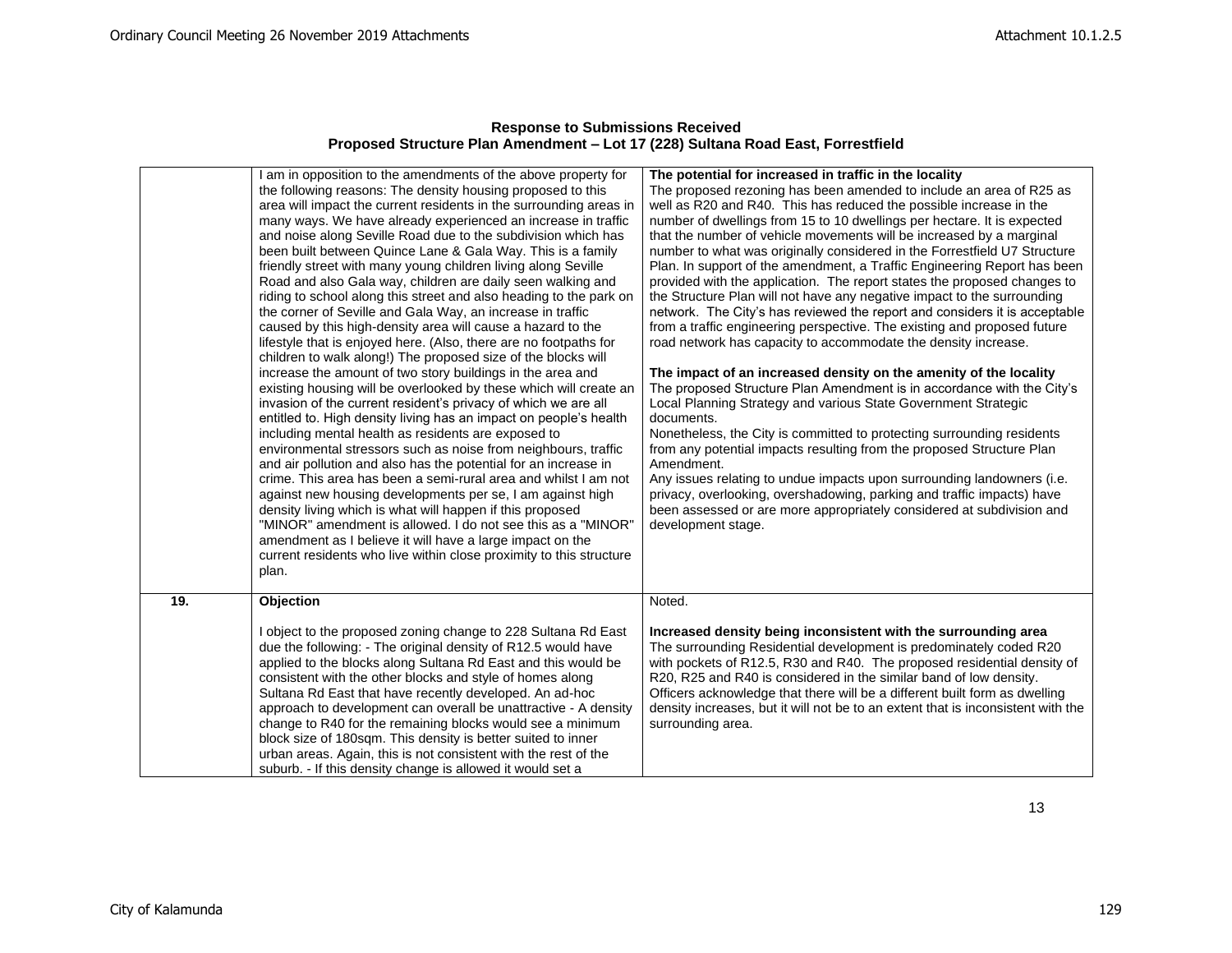**Response to Submissions Received**
**Proposed Structure Plan Amendment – Lot 17 (228) Sultana Road East, Forrestfield**

| | | |
|---|---|---|
| | I am in opposition to the amendments of the above property for the following reasons: The density housing proposed to this area will impact the current residents in the surrounding areas in many ways. We have already experienced an increase in traffic and noise along Seville Road due to the subdivision which has been built between Quince Lane & Gala Way. This is a family friendly street with many young children living along Seville Road and also Gala way, children are daily seen walking and riding to school along this street and also heading to the park on the corner of Seville and Gala Way, an increase in traffic caused by this high-density area will cause a hazard to the lifestyle that is enjoyed here. (Also, there are no footpaths for children to walk along!) The proposed size of the blocks will increase the amount of two story buildings in the area and existing housing will be overlooked by these which will create an invasion of the current resident's privacy of which we are all entitled to. High density living has an impact on people's health including mental health as residents are exposed to environmental stressors such as noise from neighbours, traffic and air pollution and also has the potential for an increase in crime. This area has been a semi-rural area and whilst I am not against new housing developments per se, I am against high density living which is what will happen if this proposed "MINOR" amendment is allowed. I do not see this as a "MINOR" amendment as I believe it will have a large impact on the current residents who live within close proximity to this structure plan. | **The potential for increased in traffic in the locality**<br>The proposed rezoning has been amended to include an area of R25 as well as R20 and R40. This has reduced the possible increase in the number of dwellings from 15 to 10 dwellings per hectare. It is expected that the number of vehicle movements will be increased by a marginal number to what was originally considered in the Forrestfield U7 Structure Plan. In support of the amendment, a Traffic Engineering Report has been provided with the application. The report states the proposed changes to the Structure Plan will not have any negative impact to the surrounding network. The City's has reviewed the report and considers it is acceptable from a traffic engineering perspective. The existing and proposed future road network has capacity to accommodate the density increase.<br><br>**The impact of an increased density on the amenity of the locality**<br>The proposed Structure Plan Amendment is in accordance with the City's Local Planning Strategy and various State Government Strategic documents.<br>Nonetheless, the City is committed to protecting surrounding residents from any potential impacts resulting from the proposed Structure Plan Amendment.<br>Any issues relating to undue impacts upon surrounding landowners (i.e. privacy, overlooking, overshadowing, parking and traffic impacts) have been assessed or are more appropriately considered at subdivision and development stage. |
| **19.** | **Objection**<br><br>I object to the proposed zoning change to 228 Sultana Rd East due the following: - The original density of R12.5 would have applied to the blocks along Sultana Rd East and this would be consistent with the other blocks and style of homes along Sultana Rd East that have recently developed. An ad-hoc approach to development can overall be unattractive - A density change to R40 for the remaining blocks would see a minimum block size of 180sqm. This density is better suited to inner urban areas. Again, this is not consistent with the rest of the suburb. - If this density change is allowed it would set a | Noted.<br><br>**Increased density being inconsistent with the surrounding area**<br>The surrounding Residential development is predominately coded R20 with pockets of R12.5, R30 and R40. The proposed residential density of R20, R25 and R40 is considered in the similar band of low density. Officers acknowledge that there will be a different built form as dwelling density increases, but it will not be to an extent that is inconsistent with the surrounding area. |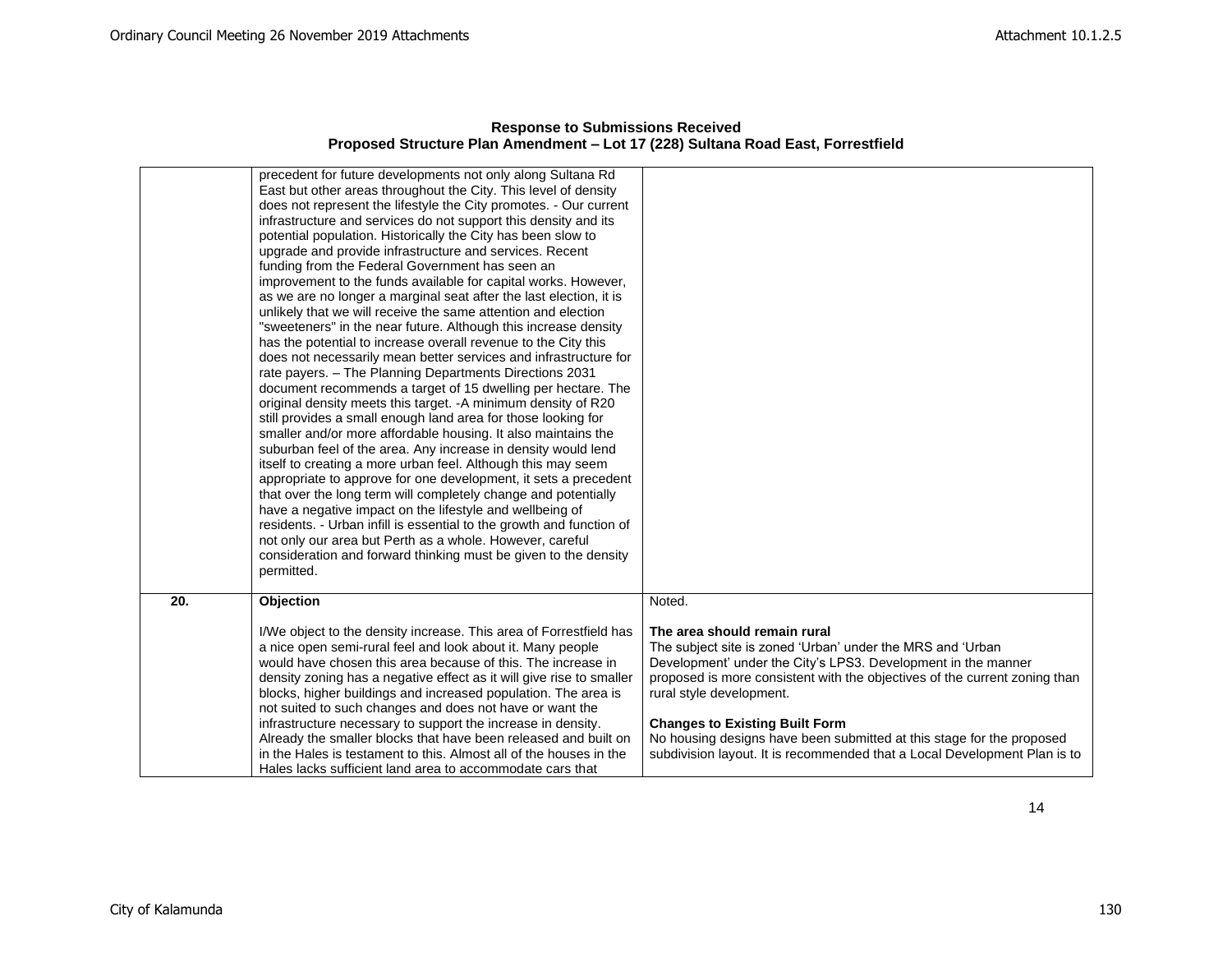**Response to Submissions Received**
**Proposed Structure Plan Amendment – Lot 17 (228) Sultana Road East, Forrestfield**

| | | |
|---|---|---|
| | precedent for future developments not only along Sultana Rd East but other areas throughout the City. This level of density does not represent the lifestyle the City promotes. - Our current infrastructure and services do not support this density and its potential population. Historically the City has been slow to upgrade and provide infrastructure and services. Recent funding from the Federal Government has seen an improvement to the funds available for capital works. However, as we are no longer a marginal seat after the last election, it is unlikely that we will receive the same attention and election "sweeteners" in the near future. Although this increase density has the potential to increase overall revenue to the City this does not necessarily mean better services and infrastructure for rate payers. – The Planning Departments Directions 2031 document recommends a target of 15 dwelling per hectare. The original density meets this target. -A minimum density of R20 still provides a small enough land area for those looking for smaller and/or more affordable housing. It also maintains the suburban feel of the area. Any increase in density would lend itself to creating a more urban feel. Although this may seem appropriate to approve for one development, it sets a precedent that over the long term will completely change and potentially have a negative impact on the lifestyle and wellbeing of residents. - Urban infill is essential to the growth and function of not only our area but Perth as a whole. However, careful consideration and forward thinking must be given to the density permitted. | |
| **20.** | **Objection**<br><br>I/We object to the density increase. This area of Forrestfield has a nice open semi-rural feel and look about it. Many people would have chosen this area because of this. The increase in density zoning has a negative effect as it will give rise to smaller blocks, higher buildings and increased population. The area is not suited to such changes and does not have or want the infrastructure necessary to support the increase in density. Already the smaller blocks that have been released and built on in the Hales is testament to this. Almost all of the houses in the Hales lacks sufficient land area to accommodate cars that | Noted.<br><br>**The area should remain rural**<br>The subject site is zoned 'Urban' under the MRS and 'Urban Development' under the City's LPS3. Development in the manner proposed is more consistent with the objectives of the current zoning than rural style development.<br><br>**Changes to Existing Built Form**<br>No housing designs have been submitted at this stage for the proposed subdivision layout. It is recommended that a Local Development Plan is to |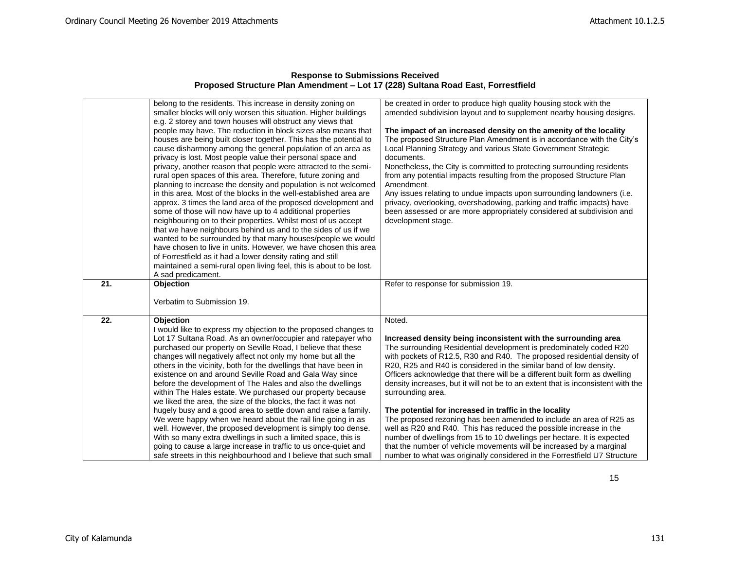**Response to Submissions Received**
**Proposed Structure Plan Amendment – Lot 17 (228) Sultana Road East, Forrestfield**

| | | |
|---|---|---|
| | belong to the residents. This increase in density zoning on smaller blocks will only worsen this situation. Higher buildings e.g. 2 storey and town houses will obstruct any views that people may have. The reduction in block sizes also means that houses are being built closer together. This has the potential to cause disharmony among the general population of an area as privacy is lost. Most people value their personal space and privacy, another reason that people were attracted to the semi-rural open spaces of this area. Therefore, future zoning and planning to increase the density and population is not welcomed in this area. Most of the blocks in the well-established area are approx. 3 times the land area of the proposed development and some of those will now have up to 4 additional properties neighbouring on to their properties. Whilst most of us accept that we have neighbours behind us and to the sides of us if we wanted to be surrounded by that many houses/people we would have chosen to live in units. However, we have chosen this area of Forrestfield as it had a lower density rating and still maintained a semi-rural open living feel, this is about to be lost. A sad predicament. | be created in order to produce high quality housing stock with the amended subdivision layout and to supplement nearby housing designs.<br><br>**The impact of an increased density on the amenity of the locality**<br>The proposed Structure Plan Amendment is in accordance with the City's Local Planning Strategy and various State Government Strategic documents.<br>Nonetheless, the City is committed to protecting surrounding residents from any potential impacts resulting from the proposed Structure Plan Amendment.<br>Any issues relating to undue impacts upon surrounding landowners (i.e. privacy, overlooking, overshadowing, parking and traffic impacts) have been assessed or are more appropriately considered at subdivision and development stage. |
| **21.** | **Objection**<br><br>Verbatim to Submission 19. | Refer to response for submission 19. |
| **22.** | **Objection**<br>I would like to express my objection to the proposed changes to Lot 17 Sultana Road. As an owner/occupier and ratepayer who purchased our property on Seville Road, I believe that these changes will negatively affect not only my home but all the others in the vicinity, both for the dwellings that have been in existence on and around Seville Road and Gala Way since before the development of The Hales and also the dwellings within The Hales estate. We purchased our property because we liked the area, the size of the blocks, the fact it was not hugely busy and a good area to settle down and raise a family. We were happy when we heard about the rail line going in as well. However, the proposed development is simply too dense. With so many extra dwellings in such a limited space, this is going to cause a large increase in traffic to us once-quiet and safe streets in this neighbourhood and I believe that such small | Noted.<br><br>**Increased density being inconsistent with the surrounding area**<br>The surrounding Residential development is predominately coded R20 with pockets of R12.5, R30 and R40. The proposed residential density of R20, R25 and R40 is considered in the similar band of low density. Officers acknowledge that there will be a different built form as dwelling density increases, but it will not be to an extent that is inconsistent with the surrounding area.<br><br>**The potential for increased in traffic in the locality**<br>The proposed rezoning has been amended to include an area of R25 as well as R20 and R40. This has reduced the possible increase in the number of dwellings from 15 to 10 dwellings per hectare. It is expected that the number of vehicle movements will be increased by a marginal number to what was originally considered in the Forrestfield U7 Structure |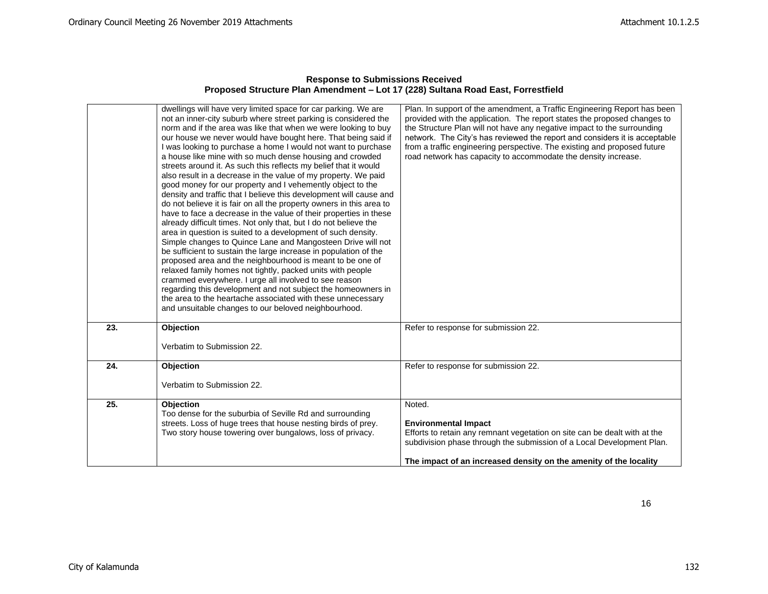**Response to Submissions Received**
**Proposed Structure Plan Amendment – Lot 17 (228) Sultana Road East, Forrestfield**

| | | |
|---|---|---|
| | dwellings will have very limited space for car parking. We are not an inner-city suburb where street parking is considered the norm and if the area was like that when we were looking to buy our house we never would have bought here. That being said if I was looking to purchase a home I would not want to purchase a house like mine with so much dense housing and crowded streets around it. As such this reflects my belief that it would also result in a decrease in the value of my property. We paid good money for our property and I vehemently object to the density and traffic that I believe this development will cause and do not believe it is fair on all the property owners in this area to have to face a decrease in the value of their properties in these already difficult times. Not only that, but I do not believe the area in question is suited to a development of such density. Simple changes to Quince Lane and Mangosteen Drive will not be sufficient to sustain the large increase in population of the proposed area and the neighbourhood is meant to be one of relaxed family homes not tightly, packed units with people crammed everywhere. I urge all involved to see reason regarding this development and not subject the homeowners in the area to the heartache associated with these unnecessary and unsuitable changes to our beloved neighbourhood. | Plan. In support of the amendment, a Traffic Engineering Report has been provided with the application. The report states the proposed changes to the Structure Plan will not have any negative impact to the surrounding network. The City's has reviewed the report and considers it is acceptable from a traffic engineering perspective. The existing and proposed future road network has capacity to accommodate the density increase. |
| **23.** | **Objection**<br><br>Verbatim to Submission 22. | Refer to response for submission 22. |
| **24.** | **Objection**<br><br>Verbatim to Submission 22. | Refer to response for submission 22. |
| **25.** | **Objection**<br>Too dense for the suburbia of Seville Rd and surrounding streets. Loss of huge trees that house nesting birds of prey. Two story house towering over bungalows, loss of privacy. | Noted.<br><br>**Environmental Impact**<br>Efforts to retain any remnant vegetation on site can be dealt with at the subdivision phase through the submission of a Local Development Plan.<br><br>**The impact of an increased density on the amenity of the locality** |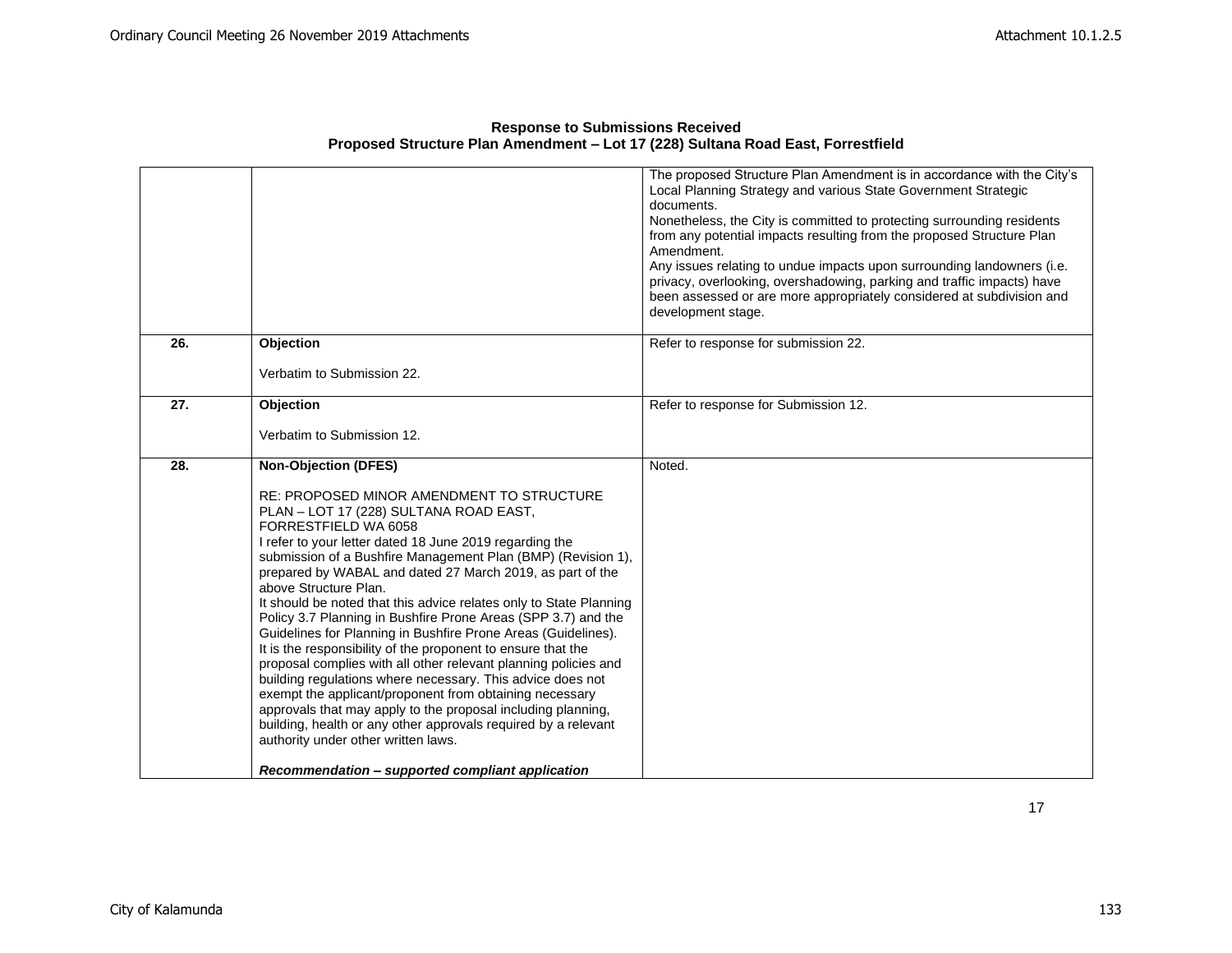**Response to Submissions Received**
**Proposed Structure Plan Amendment – Lot 17 (228) Sultana Road East, Forrestfield**

| | | |
|---|---|---|
| | | The proposed Structure Plan Amendment is in accordance with the City's Local Planning Strategy and various State Government Strategic documents.<br>Nonetheless, the City is committed to protecting surrounding residents from any potential impacts resulting from the proposed Structure Plan Amendment.<br>Any issues relating to undue impacts upon surrounding landowners (i.e. privacy, overlooking, overshadowing, parking and traffic impacts) have been assessed or are more appropriately considered at subdivision and development stage. |
| **26.** | **Objection**<br><br>Verbatim to Submission 22. | Refer to response for submission 22. |
| **27.** | **Objection**<br><br>Verbatim to Submission 12. | Refer to response for Submission 12. |
| **28.** | **Non-Objection (DFES)**<br><br>RE: PROPOSED MINOR AMENDMENT TO STRUCTURE PLAN – LOT 17 (228) SULTANA ROAD EAST, FORRESTFIELD WA 6058<br>I refer to your letter dated 18 June 2019 regarding the submission of a Bushfire Management Plan (BMP) (Revision 1), prepared by WABAL and dated 27 March 2019, as part of the above Structure Plan.<br>It should be noted that this advice relates only to State Planning Policy 3.7 Planning in Bushfire Prone Areas (SPP 3.7) and the Guidelines for Planning in Bushfire Prone Areas (Guidelines). It is the responsibility of the proponent to ensure that the proposal complies with all other relevant planning policies and building regulations where necessary. This advice does not exempt the applicant/proponent from obtaining necessary approvals that may apply to the proposal including planning, building, health or any other approvals required by a relevant authority under other written laws.<br><br>***Recommendation – supported compliant application*** | Noted. |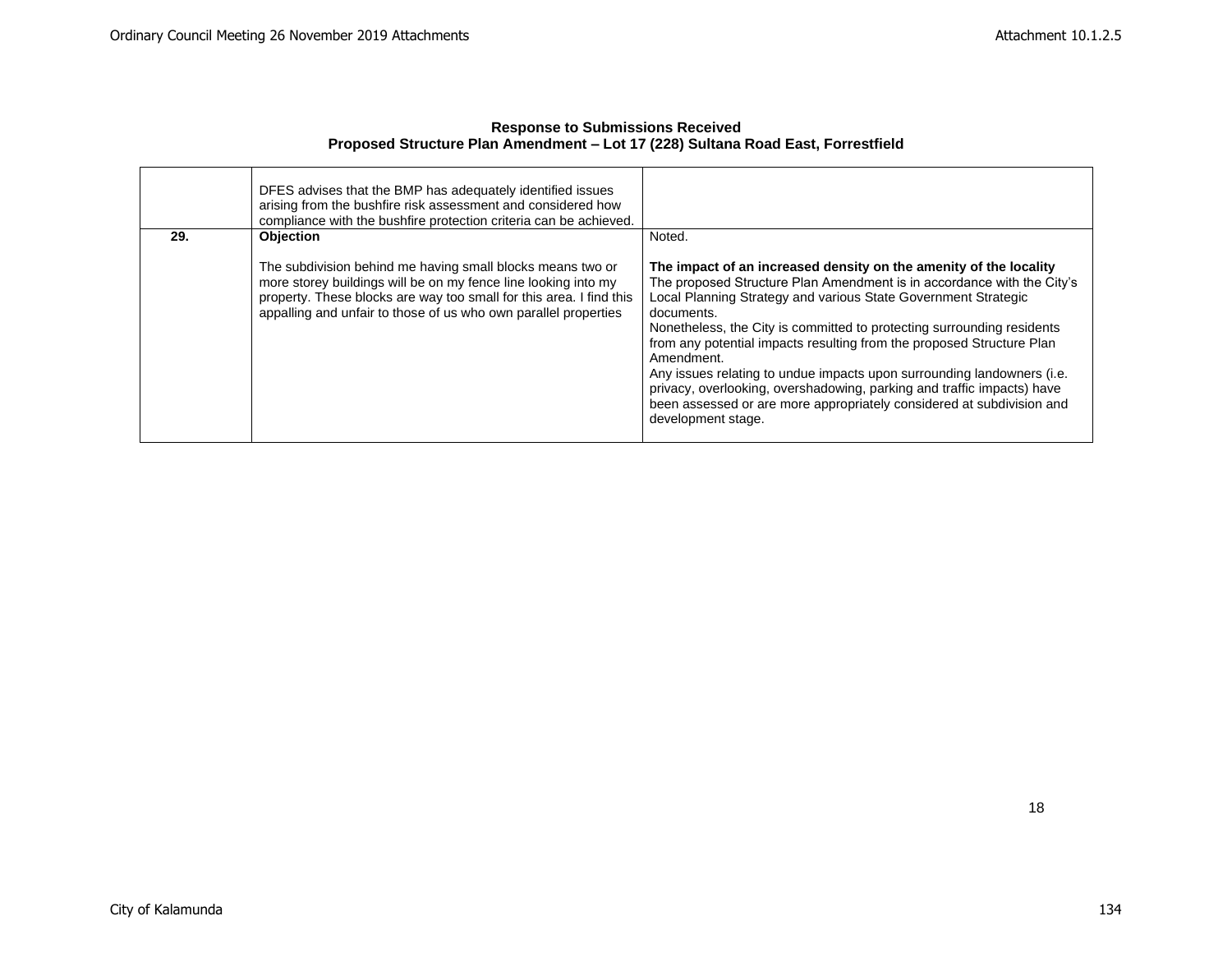**Response to Submissions Received**
**Proposed Structure Plan Amendment – Lot 17 (228) Sultana Road East, Forrestfield**

| | | |
|---|---|---|
| | DFES advises that the BMP has adequately identified issues arising from the bushfire risk assessment and considered how compliance with the bushfire protection criteria can be achieved. | |
| **29.** | **Objection**<br><br>The subdivision behind me having small blocks means two or more storey buildings will be on my fence line looking into my property. These blocks are way too small for this area. I find this appalling and unfair to those of us who own parallel properties | Noted.<br><br>**The impact of an increased density on the amenity of the locality**<br>The proposed Structure Plan Amendment is in accordance with the City's Local Planning Strategy and various State Government Strategic documents.<br>Nonetheless, the City is committed to protecting surrounding residents from any potential impacts resulting from the proposed Structure Plan Amendment.<br>Any issues relating to undue impacts upon surrounding landowners (i.e. privacy, overlooking, overshadowing, parking and traffic impacts) have been assessed or are more appropriately considered at subdivision and development stage. |